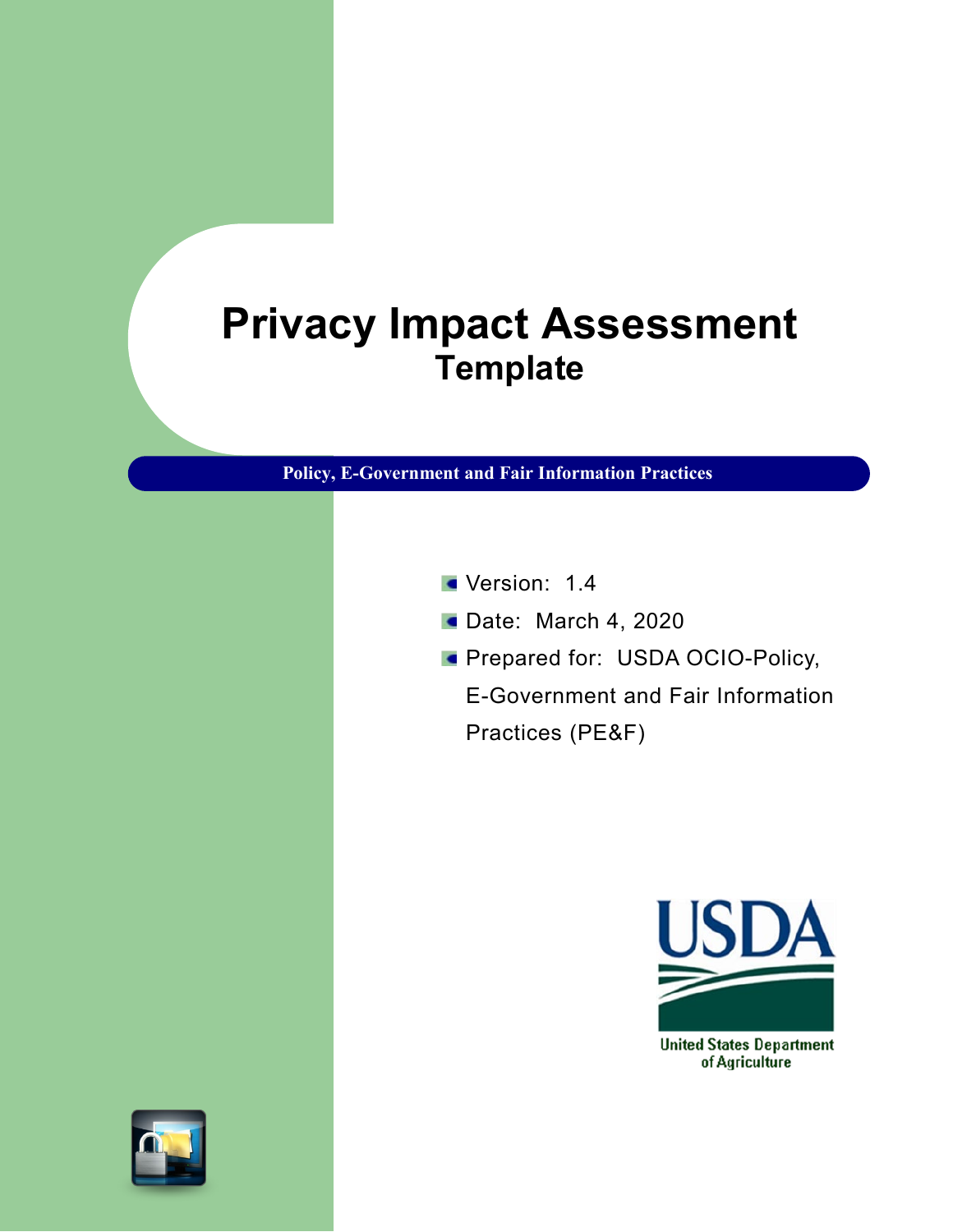# Privacy Impact Assessment

## Template

**Policy, E-Government and Fair Information Practices**

- Version: 1.4
- Date: March 4, 2020
- Prepared for: USDA OCIO-Policy, E-Government and Fair Information Practices (PE&F)

USDA
United States Department of Agriculture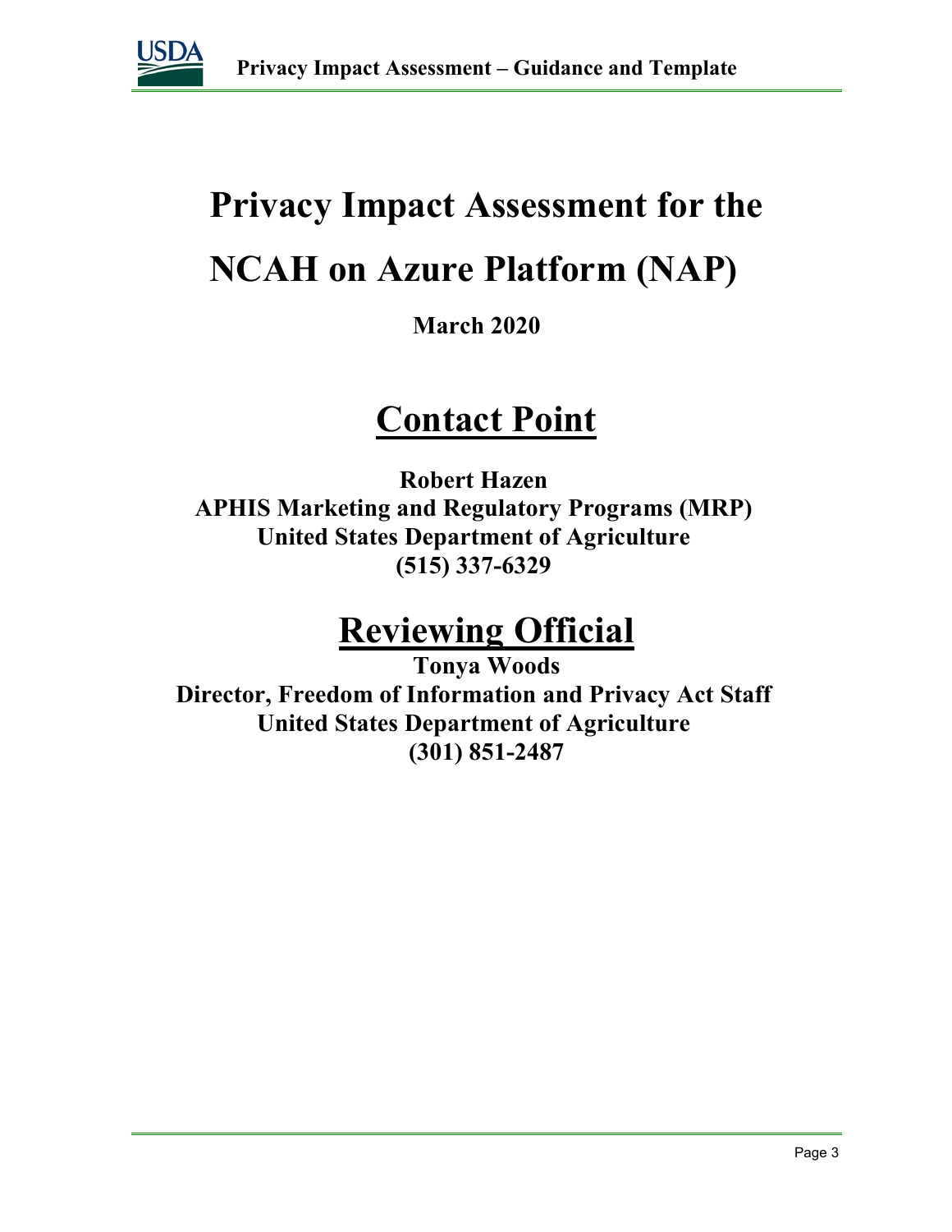# Privacy Impact Assessment for the NCAH on Azure Platform (NAP)

**March 2020**

## Contact Point

**Robert Hazen**
**APHIS Marketing and Regulatory Programs (MRP)**
**United States Department of Agriculture**
**(515) 337-6329**

## Reviewing Official

**Tonya Woods**
**Director, Freedom of Information and Privacy Act Staff**
**United States Department of Agriculture**
**(301) 851-2487**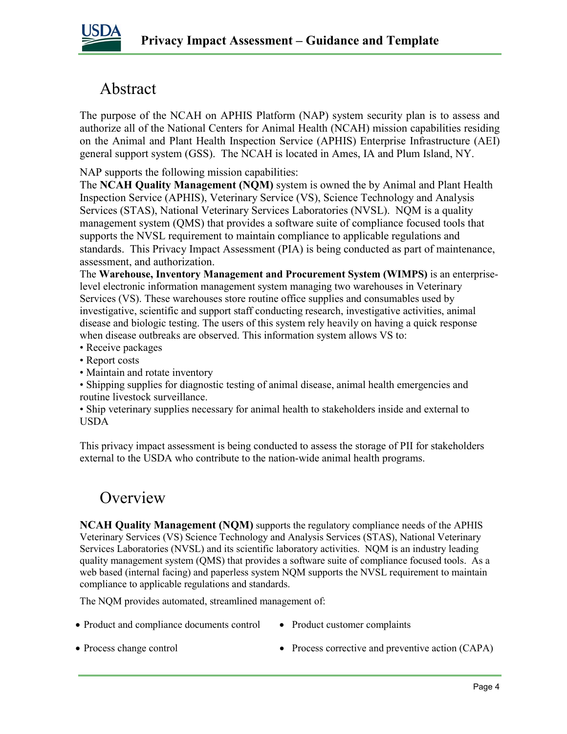# Abstract

The purpose of the NCAH on APHIS Platform (NAP) system security plan is to assess and authorize all of the National Centers for Animal Health (NCAH) mission capabilities residing on the Animal and Plant Health Inspection Service (APHIS) Enterprise Infrastructure (AEI) general support system (GSS). The NCAH is located in Ames, IA and Plum Island, NY.

NAP supports the following mission capabilities:
The **NCAH Quality Management (NQM)** system is owned the by Animal and Plant Health Inspection Service (APHIS), Veterinary Service (VS), Science Technology and Analysis Services (STAS), National Veterinary Services Laboratories (NVSL). NQM is a quality management system (QMS) that provides a software suite of compliance focused tools that supports the NVSL requirement to maintain compliance to applicable regulations and standards. This Privacy Impact Assessment (PIA) is being conducted as part of maintenance, assessment, and authorization.
The **Warehouse, Inventory Management and Procurement System (WIMPS)** is an enterprise-level electronic information management system managing two warehouses in Veterinary Services (VS). These warehouses store routine office supplies and consumables used by investigative, scientific and support staff conducting research, investigative activities, animal disease and biologic testing. The users of this system rely heavily on having a quick response when disease outbreaks are observed. This information system allows VS to:

- Receive packages
- Report costs
- Maintain and rotate inventory
- Shipping supplies for diagnostic testing of animal disease, animal health emergencies and routine livestock surveillance.
- Ship veterinary supplies necessary for animal health to stakeholders inside and external to USDA

This privacy impact assessment is being conducted to assess the storage of PII for stakeholders external to the USDA who contribute to the nation-wide animal health programs.

# Overview

**NCAH Quality Management (NQM)** supports the regulatory compliance needs of the APHIS Veterinary Services (VS) Science Technology and Analysis Services (STAS), National Veterinary Services Laboratories (NVSL) and its scientific laboratory activities. NQM is an industry leading quality management system (QMS) that provides a software suite of compliance focused tools. As a web based (internal facing) and paperless system NQM supports the NVSL requirement to maintain compliance to applicable regulations and standards.

The NQM provides automated, streamlined management of:

- Product and compliance documents control
- Product customer complaints
- Process change control
- Process corrective and preventive action (CAPA)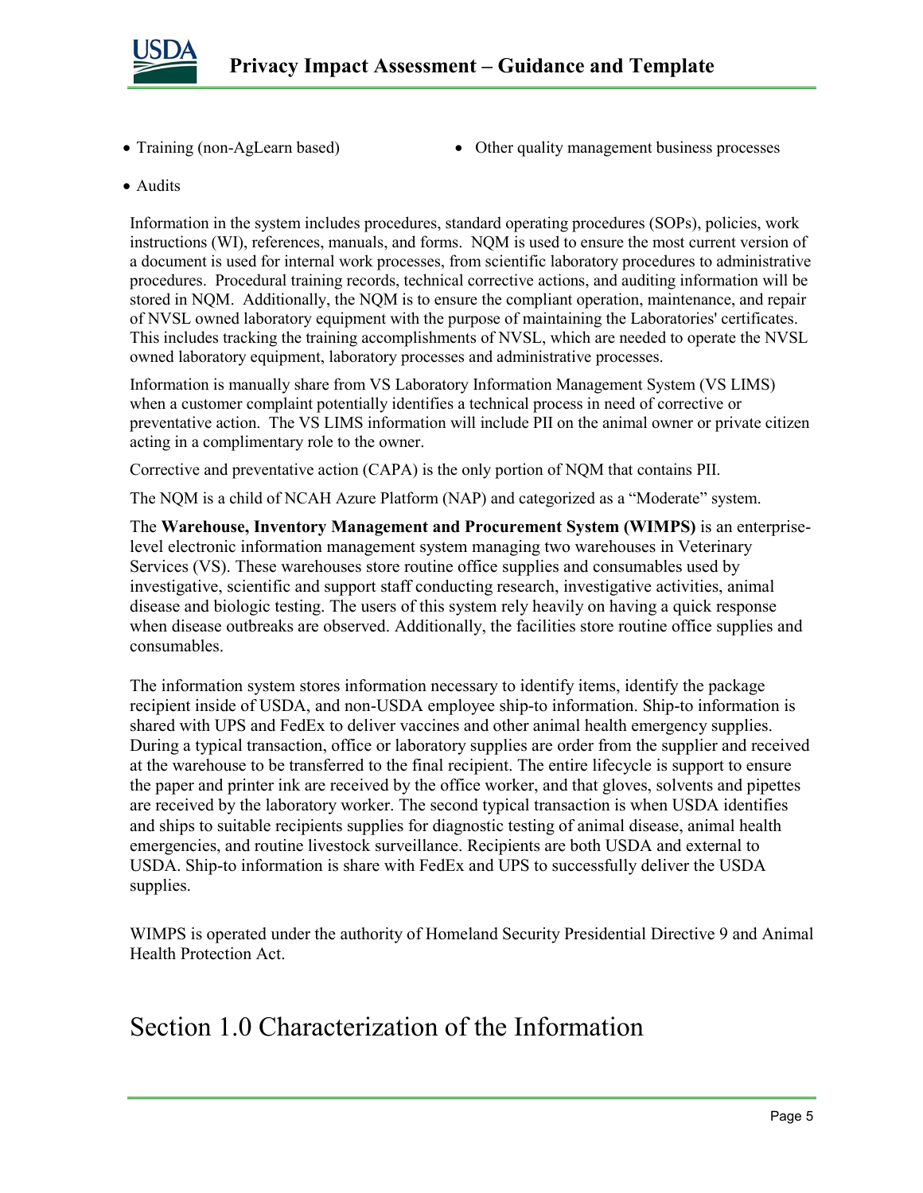- Training (non-AgLearn based)
- Other quality management business processes
- Audits

Information in the system includes procedures, standard operating procedures (SOPs), policies, work instructions (WI), references, manuals, and forms. NQM is used to ensure the most current version of a document is used for internal work processes, from scientific laboratory procedures to administrative procedures. Procedural training records, technical corrective actions, and auditing information will be stored in NQM. Additionally, the NQM is to ensure the compliant operation, maintenance, and repair of NVSL owned laboratory equipment with the purpose of maintaining the Laboratories' certificates. This includes tracking the training accomplishments of NVSL, which are needed to operate the NVSL owned laboratory equipment, laboratory processes and administrative processes.

Information is manually share from VS Laboratory Information Management System (VS LIMS) when a customer complaint potentially identifies a technical process in need of corrective or preventative action. The VS LIMS information will include PII on the animal owner or private citizen acting in a complimentary role to the owner.

Corrective and preventative action (CAPA) is the only portion of NQM that contains PII.

The NQM is a child of NCAH Azure Platform (NAP) and categorized as a "Moderate" system.

The **Warehouse, Inventory Management and Procurement System (WIMPS)** is an enterprise-level electronic information management system managing two warehouses in Veterinary Services (VS). These warehouses store routine office supplies and consumables used by investigative, scientific and support staff conducting research, investigative activities, animal disease and biologic testing. The users of this system rely heavily on having a quick response when disease outbreaks are observed. Additionally, the facilities store routine office supplies and consumables.

The information system stores information necessary to identify items, identify the package recipient inside of USDA, and non-USDA employee ship-to information. Ship-to information is shared with UPS and FedEx to deliver vaccines and other animal health emergency supplies. During a typical transaction, office or laboratory supplies are order from the supplier and received at the warehouse to be transferred to the final recipient. The entire lifecycle is support to ensure the paper and printer ink are received by the office worker, and that gloves, solvents and pipettes are received by the laboratory worker. The second typical transaction is when USDA identifies and ships to suitable recipients supplies for diagnostic testing of animal disease, animal health emergencies, and routine livestock surveillance. Recipients are both USDA and external to USDA. Ship-to information is share with FedEx and UPS to successfully deliver the USDA supplies.

WIMPS is operated under the authority of Homeland Security Presidential Directive 9 and Animal Health Protection Act.

# Section 1.0 Characterization of the Information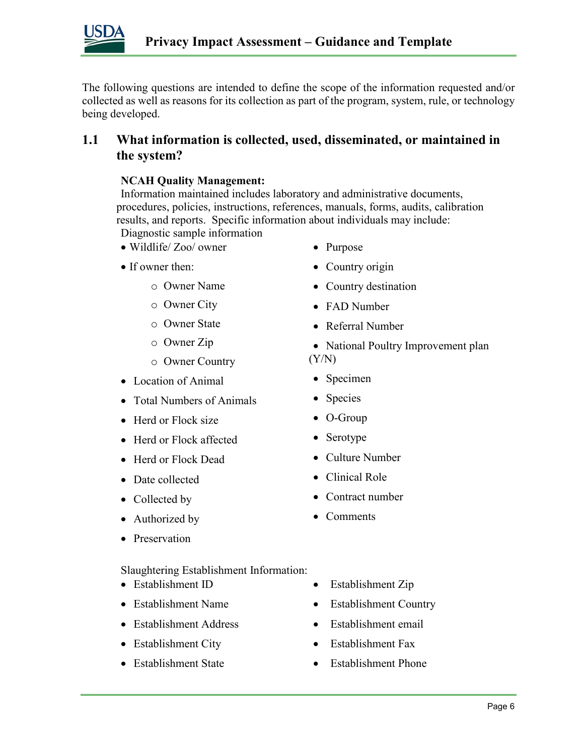The following questions are intended to define the scope of the information requested and/or collected as well as reasons for its collection as part of the program, system, rule, or technology being developed.

## 1.1 What information is collected, used, disseminated, or maintained in the system?

**NCAH Quality Management:**

Information maintained includes laboratory and administrative documents, procedures, policies, instructions, references, manuals, forms, audits, calibration results, and reports. Specific information about individuals may include:

Diagnostic sample information

- Wildlife/ Zoo/ owner
- If owner then:
  - Owner Name
  - Owner City
  - Owner State
  - Owner Zip
  - Owner Country
- Location of Animal
- Total Numbers of Animals
- Herd or Flock size
- Herd or Flock affected
- Herd or Flock Dead
- Date collected
- Collected by
- Authorized by
- Preservation
- Purpose
- Country origin
- Country destination
- FAD Number
- Referral Number
- National Poultry Improvement plan (Y/N)
- Specimen
- Species
- O-Group
- Serotype
- Culture Number
- Clinical Role
- Contract number
- Comments

Slaughtering Establishment Information:

- Establishment ID
- Establishment Name
- Establishment Address
- Establishment City
- Establishment State
- Establishment Zip
- Establishment Country
- Establishment email
- Establishment Fax
- Establishment Phone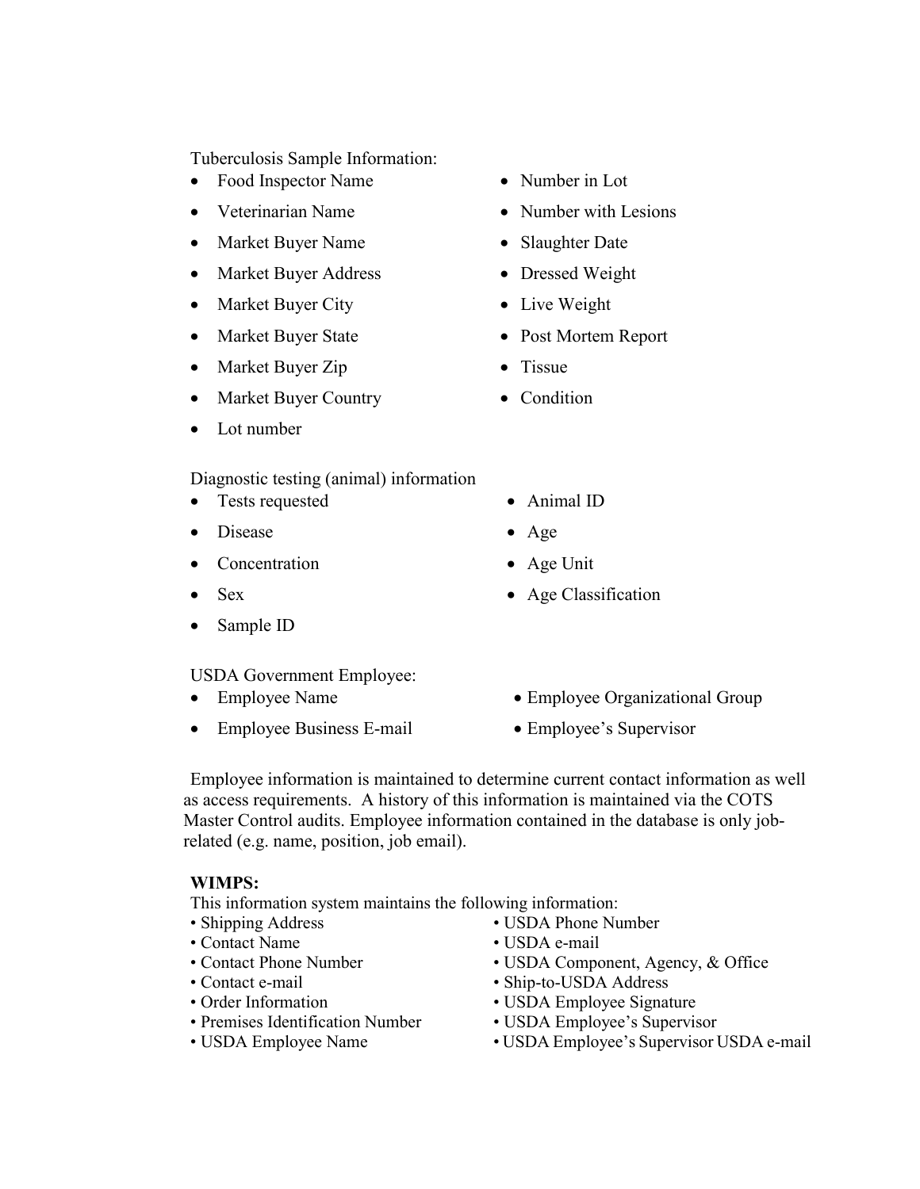Tuberculosis Sample Information:

- Food Inspector Name
- Veterinarian Name
- Market Buyer Name
- Market Buyer Address
- Market Buyer City
- Market Buyer State
- Market Buyer Zip
- Market Buyer Country
- Lot number
- Number in Lot
- Number with Lesions
- Slaughter Date
- Dressed Weight
- Live Weight
- Post Mortem Report
- Tissue
- Condition

Diagnostic testing (animal) information

- Tests requested
- Disease
- Concentration
- Sex
- Sample ID
- Animal ID
- Age
- Age Unit
- Age Classification

USDA Government Employee:

- Employee Name
- Employee Business E-mail
- Employee Organizational Group
- Employee's Supervisor

Employee information is maintained to determine current contact information as well as access requirements. A history of this information is maintained via the COTS Master Control audits. Employee information contained in the database is only job-related (e.g. name, position, job email).

**WIMPS:**

This information system maintains the following information:

- Shipping Address
- Contact Name
- Contact Phone Number
- Contact e-mail
- Order Information
- Premises Identification Number
- USDA Employee Name
- USDA Phone Number
- USDA e-mail
- USDA Component, Agency, & Office
- Ship-to-USDA Address
- USDA Employee Signature
- USDA Employee's Supervisor
- USDA Employee's Supervisor USDA e-mail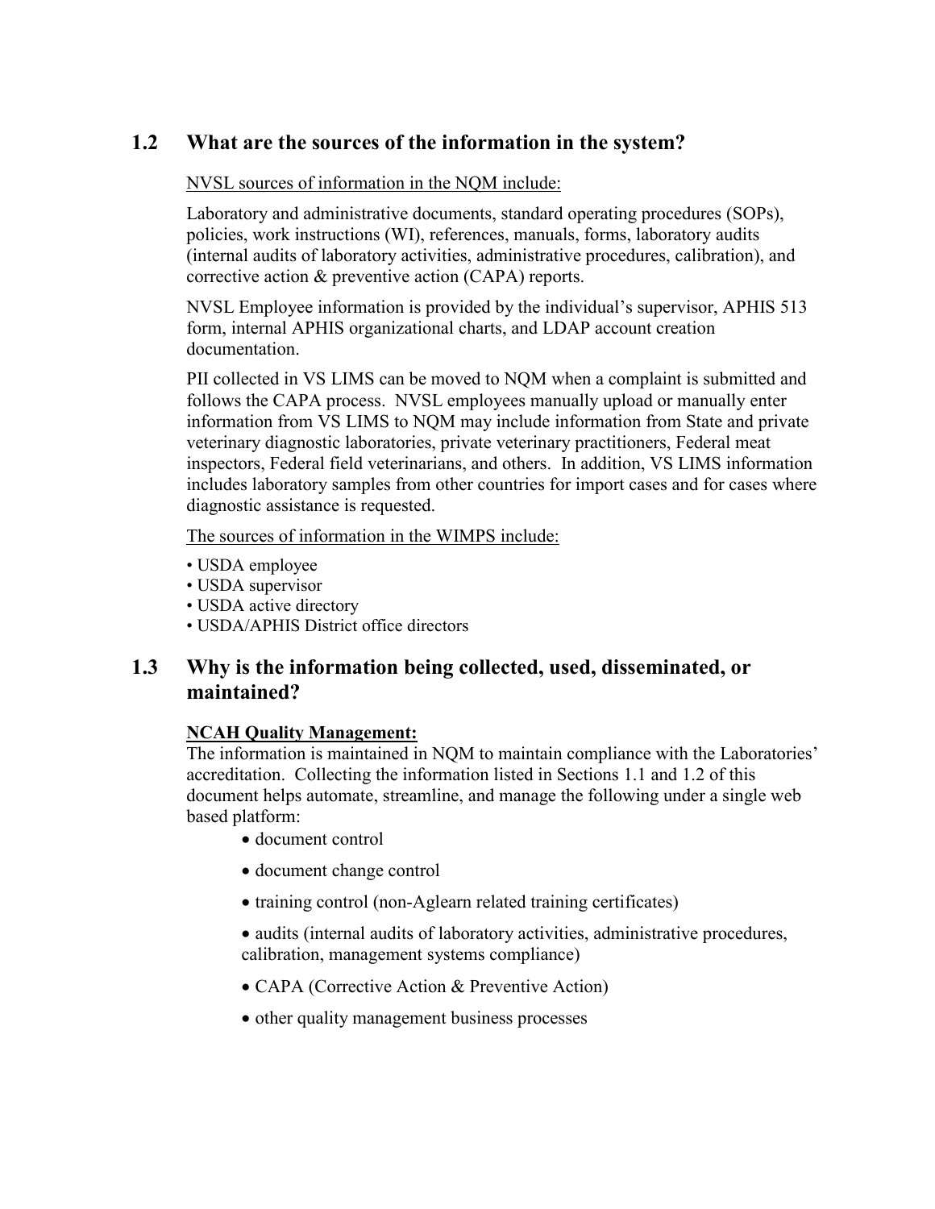## 1.2 What are the sources of the information in the system?

NVSL sources of information in the NQM include:

Laboratory and administrative documents, standard operating procedures (SOPs), policies, work instructions (WI), references, manuals, forms, laboratory audits (internal audits of laboratory activities, administrative procedures, calibration), and corrective action & preventive action (CAPA) reports.

NVSL Employee information is provided by the individual's supervisor, APHIS 513 form, internal APHIS organizational charts, and LDAP account creation documentation.

PII collected in VS LIMS can be moved to NQM when a complaint is submitted and follows the CAPA process. NVSL employees manually upload or manually enter information from VS LIMS to NQM may include information from State and private veterinary diagnostic laboratories, private veterinary practitioners, Federal meat inspectors, Federal field veterinarians, and others. In addition, VS LIMS information includes laboratory samples from other countries for import cases and for cases where diagnostic assistance is requested.

The sources of information in the WIMPS include:

- USDA employee
- USDA supervisor
- USDA active directory
- USDA/APHIS District office directors

## 1.3 Why is the information being collected, used, disseminated, or maintained?

**NCAH Quality Management:**

The information is maintained in NQM to maintain compliance with the Laboratories' accreditation. Collecting the information listed in Sections 1.1 and 1.2 of this document helps automate, streamline, and manage the following under a single web based platform:

- document control
- document change control
- training control (non-Aglearn related training certificates)
- audits (internal audits of laboratory activities, administrative procedures, calibration, management systems compliance)
- CAPA (Corrective Action & Preventive Action)
- other quality management business processes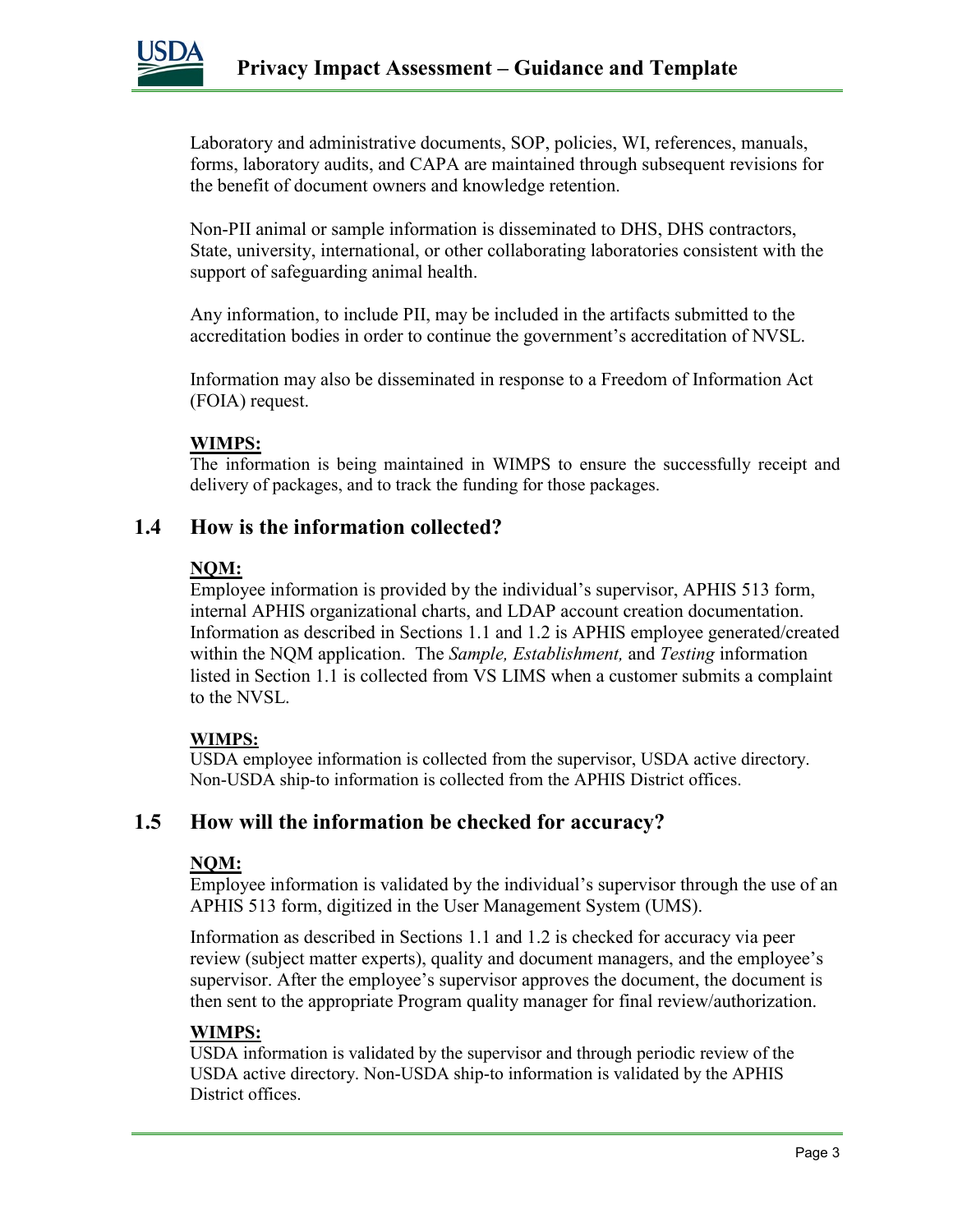Laboratory and administrative documents, SOP, policies, WI, references, manuals, forms, laboratory audits, and CAPA are maintained through subsequent revisions for the benefit of document owners and knowledge retention.

Non-PII animal or sample information is disseminated to DHS, DHS contractors, State, university, international, or other collaborating laboratories consistent with the support of safeguarding animal health.

Any information, to include PII, may be included in the artifacts submitted to the accreditation bodies in order to continue the government's accreditation of NVSL.

Information may also be disseminated in response to a Freedom of Information Act (FOIA) request.

**WIMPS:**

The information is being maintained in WIMPS to ensure the successfully receipt and delivery of packages, and to track the funding for those packages.

## 1.4 How is the information collected?

**NQM:**

Employee information is provided by the individual's supervisor, APHIS 513 form, internal APHIS organizational charts, and LDAP account creation documentation. Information as described in Sections 1.1 and 1.2 is APHIS employee generated/created within the NQM application. The *Sample, Establishment,* and *Testing* information listed in Section 1.1 is collected from VS LIMS when a customer submits a complaint to the NVSL.

**WIMPS:**

USDA employee information is collected from the supervisor, USDA active directory. Non-USDA ship-to information is collected from the APHIS District offices.

## 1.5 How will the information be checked for accuracy?

**NQM:**

Employee information is validated by the individual's supervisor through the use of an APHIS 513 form, digitized in the User Management System (UMS).

Information as described in Sections 1.1 and 1.2 is checked for accuracy via peer review (subject matter experts), quality and document managers, and the employee's supervisor. After the employee's supervisor approves the document, the document is then sent to the appropriate Program quality manager for final review/authorization.

**WIMPS:**

USDA information is validated by the supervisor and through periodic review of the USDA active directory. Non-USDA ship-to information is validated by the APHIS District offices.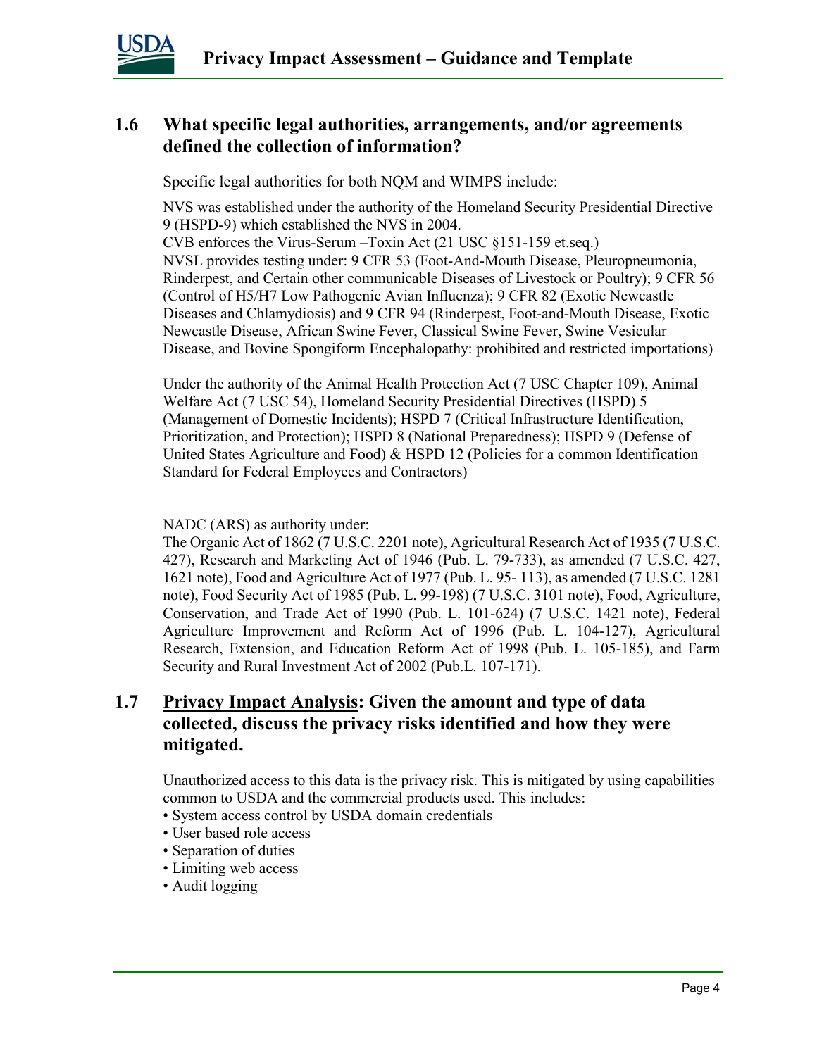## 1.6 What specific legal authorities, arrangements, and/or agreements defined the collection of information?

Specific legal authorities for both NQM and WIMPS include:

NVS was established under the authority of the Homeland Security Presidential Directive 9 (HSPD-9) which established the NVS in 2004.
CVB enforces the Virus-Serum –Toxin Act (21 USC §151-159 et.seq.)
NVSL provides testing under: 9 CFR 53 (Foot-And-Mouth Disease, Pleuropneumonia, Rinderpest, and Certain other communicable Diseases of Livestock or Poultry); 9 CFR 56 (Control of H5/H7 Low Pathogenic Avian Influenza); 9 CFR 82 (Exotic Newcastle Diseases and Chlamydiosis) and 9 CFR 94 (Rinderpest, Foot-and-Mouth Disease, Exotic Newcastle Disease, African Swine Fever, Classical Swine Fever, Swine Vesicular Disease, and Bovine Spongiform Encephalopathy: prohibited and restricted importations)

Under the authority of the Animal Health Protection Act (7 USC Chapter 109), Animal Welfare Act (7 USC 54), Homeland Security Presidential Directives (HSPD) 5 (Management of Domestic Incidents); HSPD 7 (Critical Infrastructure Identification, Prioritization, and Protection); HSPD 8 (National Preparedness); HSPD 9 (Defense of United States Agriculture and Food) & HSPD 12 (Policies for a common Identification Standard for Federal Employees and Contractors)

NADC (ARS) as authority under:
The Organic Act of 1862 (7 U.S.C. 2201 note), Agricultural Research Act of 1935 (7 U.S.C. 427), Research and Marketing Act of 1946 (Pub. L. 79-733), as amended (7 U.S.C. 427, 1621 note), Food and Agriculture Act of 1977 (Pub. L. 95- 113), as amended (7 U.S.C. 1281 note), Food Security Act of 1985 (Pub. L. 99-198) (7 U.S.C. 3101 note), Food, Agriculture, Conservation, and Trade Act of 1990 (Pub. L. 101-624) (7 U.S.C. 1421 note), Federal Agriculture Improvement and Reform Act of 1996 (Pub. L. 104-127), Agricultural Research, Extension, and Education Reform Act of 1998 (Pub. L. 105-185), and Farm Security and Rural Investment Act of 2002 (Pub.L. 107-171).

## 1.7 Privacy Impact Analysis: Given the amount and type of data collected, discuss the privacy risks identified and how they were mitigated.

Unauthorized access to this data is the privacy risk. This is mitigated by using capabilities common to USDA and the commercial products used. This includes:

- System access control by USDA domain credentials
- User based role access
- Separation of duties
- Limiting web access
- Audit logging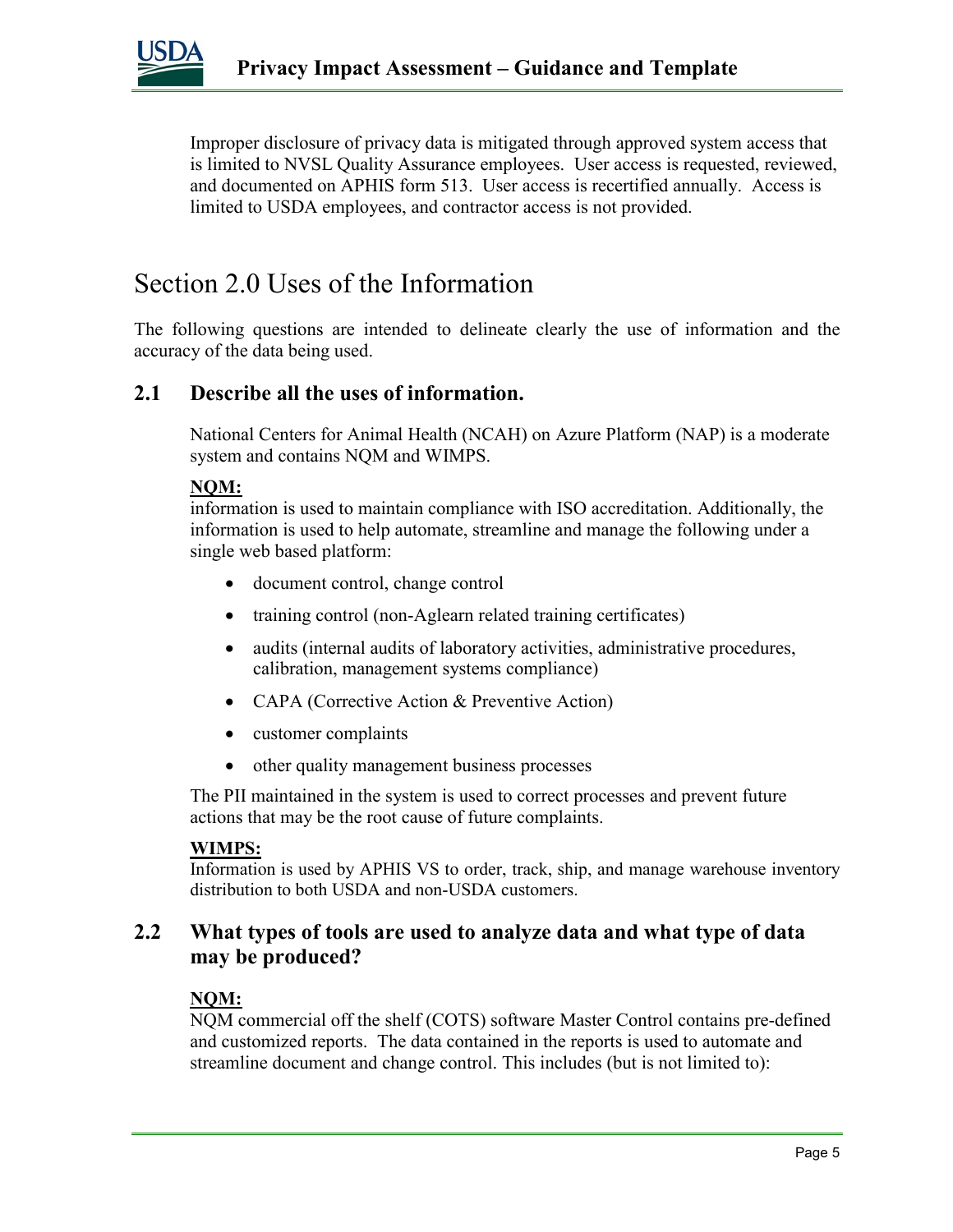Improper disclosure of privacy data is mitigated through approved system access that is limited to NVSL Quality Assurance employees. User access is requested, reviewed, and documented on APHIS form 513. User access is recertified annually. Access is limited to USDA employees, and contractor access is not provided.

# Section 2.0 Uses of the Information

The following questions are intended to delineate clearly the use of information and the accuracy of the data being used.

## 2.1 Describe all the uses of information.

National Centers for Animal Health (NCAH) on Azure Platform (NAP) is a moderate system and contains NQM and WIMPS.

**NQM:**
information is used to maintain compliance with ISO accreditation. Additionally, the information is used to help automate, streamline and manage the following under a single web based platform:

- document control, change control
- training control (non-Aglearn related training certificates)
- audits (internal audits of laboratory activities, administrative procedures, calibration, management systems compliance)
- CAPA (Corrective Action & Preventive Action)
- customer complaints
- other quality management business processes

The PII maintained in the system is used to correct processes and prevent future actions that may be the root cause of future complaints.

**WIMPS:**
Information is used by APHIS VS to order, track, ship, and manage warehouse inventory distribution to both USDA and non-USDA customers.

## 2.2 What types of tools are used to analyze data and what type of data may be produced?

**NQM:**
NQM commercial off the shelf (COTS) software Master Control contains pre-defined and customized reports. The data contained in the reports is used to automate and streamline document and change control. This includes (but is not limited to):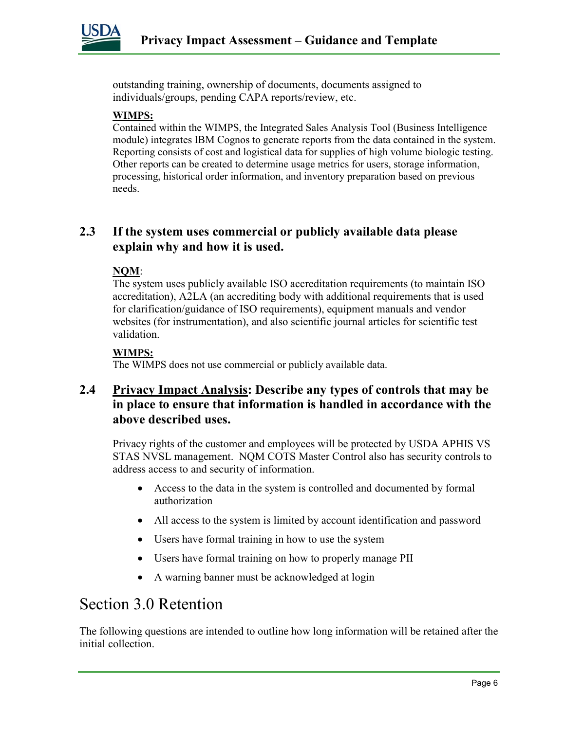outstanding training, ownership of documents, documents assigned to individuals/groups, pending CAPA reports/review, etc.

**WIMPS:**
Contained within the WIMPS, the Integrated Sales Analysis Tool (Business Intelligence module) integrates IBM Cognos to generate reports from the data contained in the system. Reporting consists of cost and logistical data for supplies of high volume biologic testing. Other reports can be created to determine usage metrics for users, storage information, processing, historical order information, and inventory preparation based on previous needs.

### 2.3 If the system uses commercial or publicly available data please explain why and how it is used.

**NQM**:
The system uses publicly available ISO accreditation requirements (to maintain ISO accreditation), A2LA (an accrediting body with additional requirements that is used for clarification/guidance of ISO requirements), equipment manuals and vendor websites (for instrumentation), and also scientific journal articles for scientific test validation.

**WIMPS:**
The WIMPS does not use commercial or publicly available data.

### 2.4 Privacy Impact Analysis: Describe any types of controls that may be in place to ensure that information is handled in accordance with the above described uses.

Privacy rights of the customer and employees will be protected by USDA APHIS VS STAS NVSL management. NQM COTS Master Control also has security controls to address access to and security of information.

- Access to the data in the system is controlled and documented by formal authorization
- All access to the system is limited by account identification and password
- Users have formal training in how to use the system
- Users have formal training on how to properly manage PII
- A warning banner must be acknowledged at login

## Section 3.0 Retention

The following questions are intended to outline how long information will be retained after the initial collection.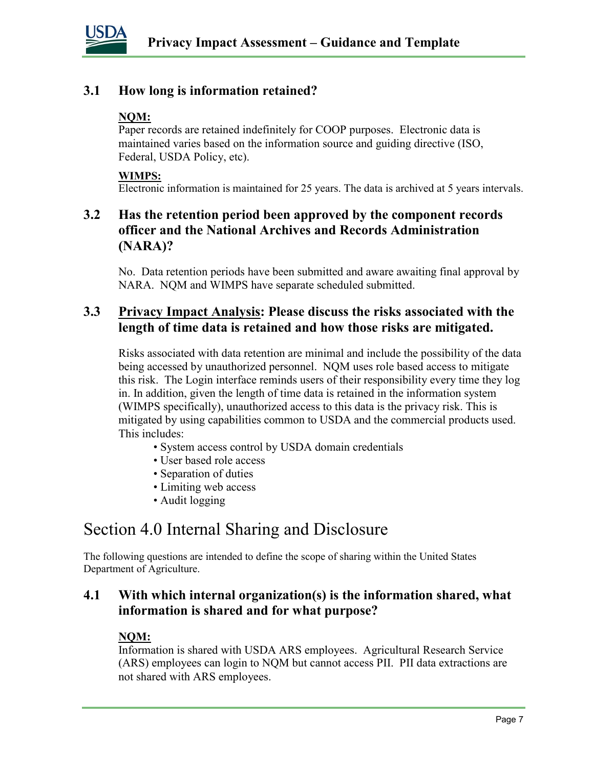### 3.1 How long is information retained?

**NQM:**
Paper records are retained indefinitely for COOP purposes. Electronic data is maintained varies based on the information source and guiding directive (ISO, Federal, USDA Policy, etc).

**WIMPS:**
Electronic information is maintained for 25 years. The data is archived at 5 years intervals.

### 3.2 Has the retention period been approved by the component records officer and the National Archives and Records Administration (NARA)?

No. Data retention periods have been submitted and aware awaiting final approval by NARA. NQM and WIMPS have separate scheduled submitted.

### 3.3 Privacy Impact Analysis: Please discuss the risks associated with the length of time data is retained and how those risks are mitigated.

Risks associated with data retention are minimal and include the possibility of the data being accessed by unauthorized personnel. NQM uses role based access to mitigate this risk. The Login interface reminds users of their responsibility every time they log in. In addition, given the length of time data is retained in the information system (WIMPS specifically), unauthorized access to this data is the privacy risk. This is mitigated by using capabilities common to USDA and the commercial products used. This includes:

- System access control by USDA domain credentials
- User based role access
- Separation of duties
- Limiting web access
- Audit logging

## Section 4.0 Internal Sharing and Disclosure

The following questions are intended to define the scope of sharing within the United States Department of Agriculture.

### 4.1 With which internal organization(s) is the information shared, what information is shared and for what purpose?

**NQM:**
Information is shared with USDA ARS employees. Agricultural Research Service (ARS) employees can login to NQM but cannot access PII. PII data extractions are not shared with ARS employees.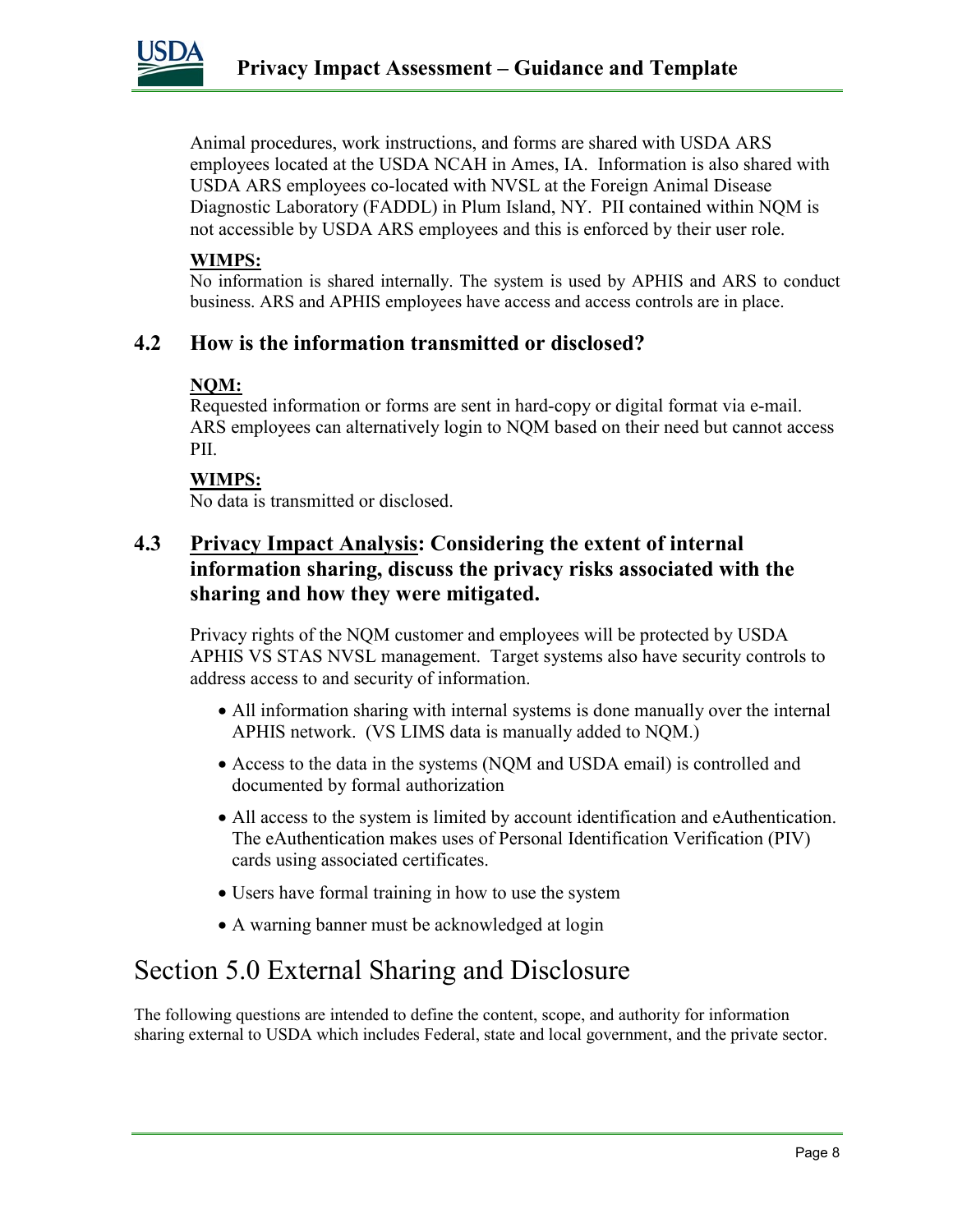Animal procedures, work instructions, and forms are shared with USDA ARS employees located at the USDA NCAH in Ames, IA. Information is also shared with USDA ARS employees co-located with NVSL at the Foreign Animal Disease Diagnostic Laboratory (FADDL) in Plum Island, NY. PII contained within NQM is not accessible by USDA ARS employees and this is enforced by their user role.

**WIMPS:**
No information is shared internally. The system is used by APHIS and ARS to conduct business. ARS and APHIS employees have access and access controls are in place.

### 4.2 How is the information transmitted or disclosed?

**NQM:**
Requested information or forms are sent in hard-copy or digital format via e-mail. ARS employees can alternatively login to NQM based on their need but cannot access PII.

**WIMPS:**
No data is transmitted or disclosed.

### 4.3 Privacy Impact Analysis: Considering the extent of internal information sharing, discuss the privacy risks associated with the sharing and how they were mitigated.

Privacy rights of the NQM customer and employees will be protected by USDA APHIS VS STAS NVSL management. Target systems also have security controls to address access to and security of information.

- All information sharing with internal systems is done manually over the internal APHIS network. (VS LIMS data is manually added to NQM.)
- Access to the data in the systems (NQM and USDA email) is controlled and documented by formal authorization
- All access to the system is limited by account identification and eAuthentication. The eAuthentication makes uses of Personal Identification Verification (PIV) cards using associated certificates.
- Users have formal training in how to use the system
- A warning banner must be acknowledged at login

## Section 5.0 External Sharing and Disclosure

The following questions are intended to define the content, scope, and authority for information sharing external to USDA which includes Federal, state and local government, and the private sector.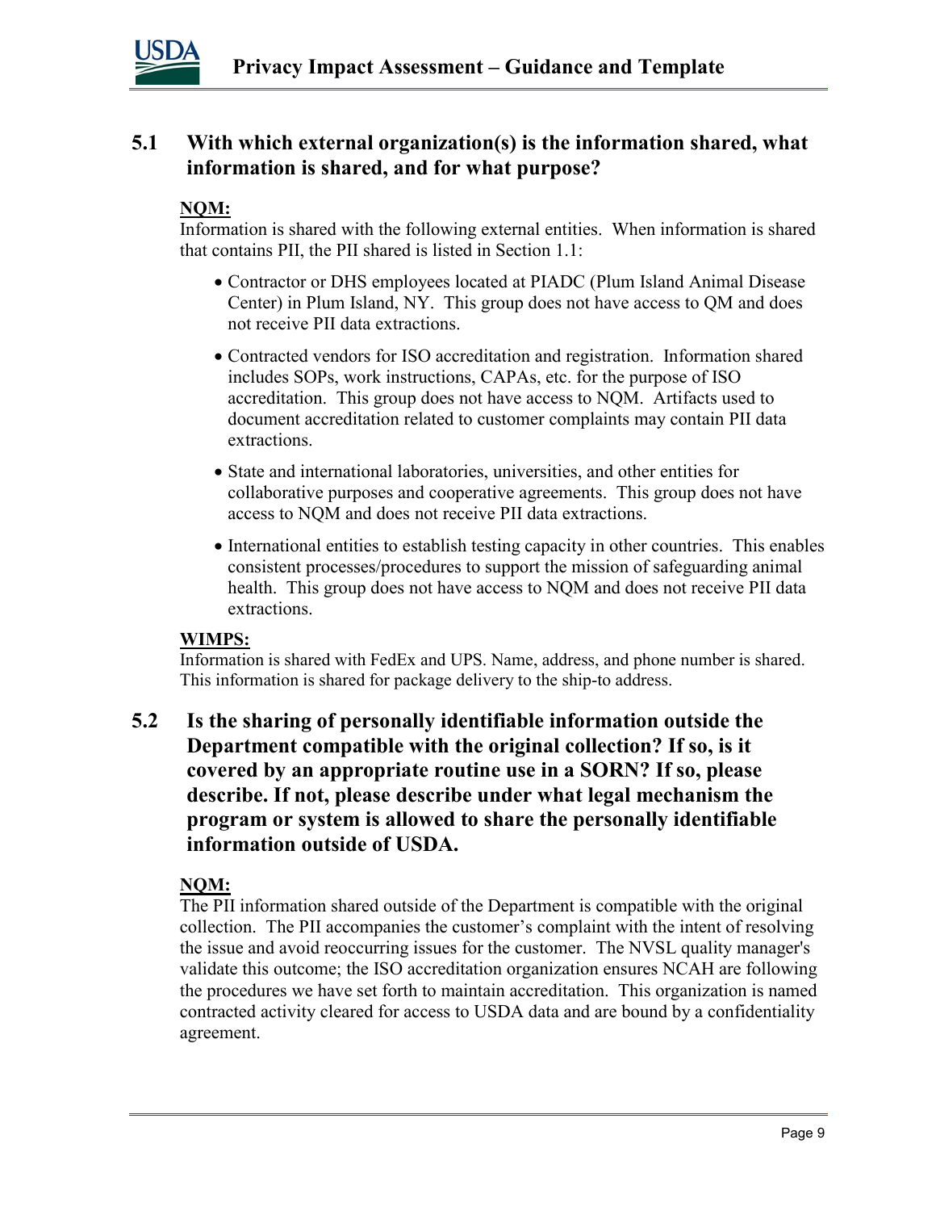## 5.1 With which external organization(s) is the information shared, what information is shared, and for what purpose?

**NQM:**

Information is shared with the following external entities. When information is shared that contains PII, the PII shared is listed in Section 1.1:

- Contractor or DHS employees located at PIADC (Plum Island Animal Disease Center) in Plum Island, NY. This group does not have access to QM and does not receive PII data extractions.
- Contracted vendors for ISO accreditation and registration. Information shared includes SOPs, work instructions, CAPAs, etc. for the purpose of ISO accreditation. This group does not have access to NQM. Artifacts used to document accreditation related to customer complaints may contain PII data extractions.
- State and international laboratories, universities, and other entities for collaborative purposes and cooperative agreements. This group does not have access to NQM and does not receive PII data extractions.
- International entities to establish testing capacity in other countries. This enables consistent processes/procedures to support the mission of safeguarding animal health. This group does not have access to NQM and does not receive PII data extractions.

**WIMPS:**

Information is shared with FedEx and UPS. Name, address, and phone number is shared. This information is shared for package delivery to the ship-to address.

## 5.2 Is the sharing of personally identifiable information outside the Department compatible with the original collection? If so, is it covered by an appropriate routine use in a SORN? If so, please describe. If not, please describe under what legal mechanism the program or system is allowed to share the personally identifiable information outside of USDA.

**NQM:**

The PII information shared outside of the Department is compatible with the original collection. The PII accompanies the customer's complaint with the intent of resolving the issue and avoid reoccurring issues for the customer. The NVSL quality manager's validate this outcome; the ISO accreditation organization ensures NCAH are following the procedures we have set forth to maintain accreditation. This organization is named contracted activity cleared for access to USDA data and are bound by a confidentiality agreement.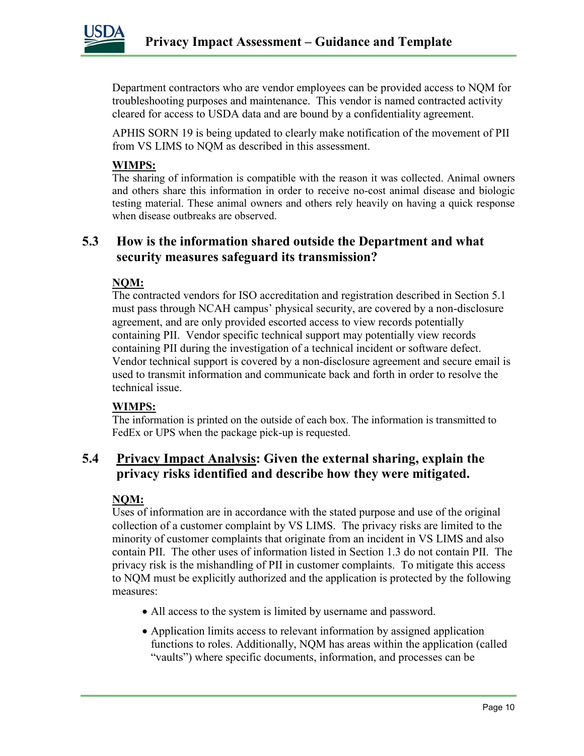Department contractors who are vendor employees can be provided access to NQM for troubleshooting purposes and maintenance. This vendor is named contracted activity cleared for access to USDA data and are bound by a confidentiality agreement.

APHIS SORN 19 is being updated to clearly make notification of the movement of PII from VS LIMS to NQM as described in this assessment.

**WIMPS:**
The sharing of information is compatible with the reason it was collected. Animal owners and others share this information in order to receive no-cost animal disease and biologic testing material. These animal owners and others rely heavily on having a quick response when disease outbreaks are observed.

## 5.3 How is the information shared outside the Department and what security measures safeguard its transmission?

**NQM:**
The contracted vendors for ISO accreditation and registration described in Section 5.1 must pass through NCAH campus' physical security, are covered by a non-disclosure agreement, and are only provided escorted access to view records potentially containing PII. Vendor specific technical support may potentially view records containing PII during the investigation of a technical incident or software defect. Vendor technical support is covered by a non-disclosure agreement and secure email is used to transmit information and communicate back and forth in order to resolve the technical issue.

**WIMPS:**
The information is printed on the outside of each box. The information is transmitted to FedEx or UPS when the package pick-up is requested.

## 5.4 Privacy Impact Analysis: Given the external sharing, explain the privacy risks identified and describe how they were mitigated.

**NQM:**
Uses of information are in accordance with the stated purpose and use of the original collection of a customer complaint by VS LIMS. The privacy risks are limited to the minority of customer complaints that originate from an incident in VS LIMS and also contain PII. The other uses of information listed in Section 1.3 do not contain PII. The privacy risk is the mishandling of PII in customer complaints. To mitigate this access to NQM must be explicitly authorized and the application is protected by the following measures:

- All access to the system is limited by username and password.
- Application limits access to relevant information by assigned application functions to roles. Additionally, NQM has areas within the application (called "vaults") where specific documents, information, and processes can be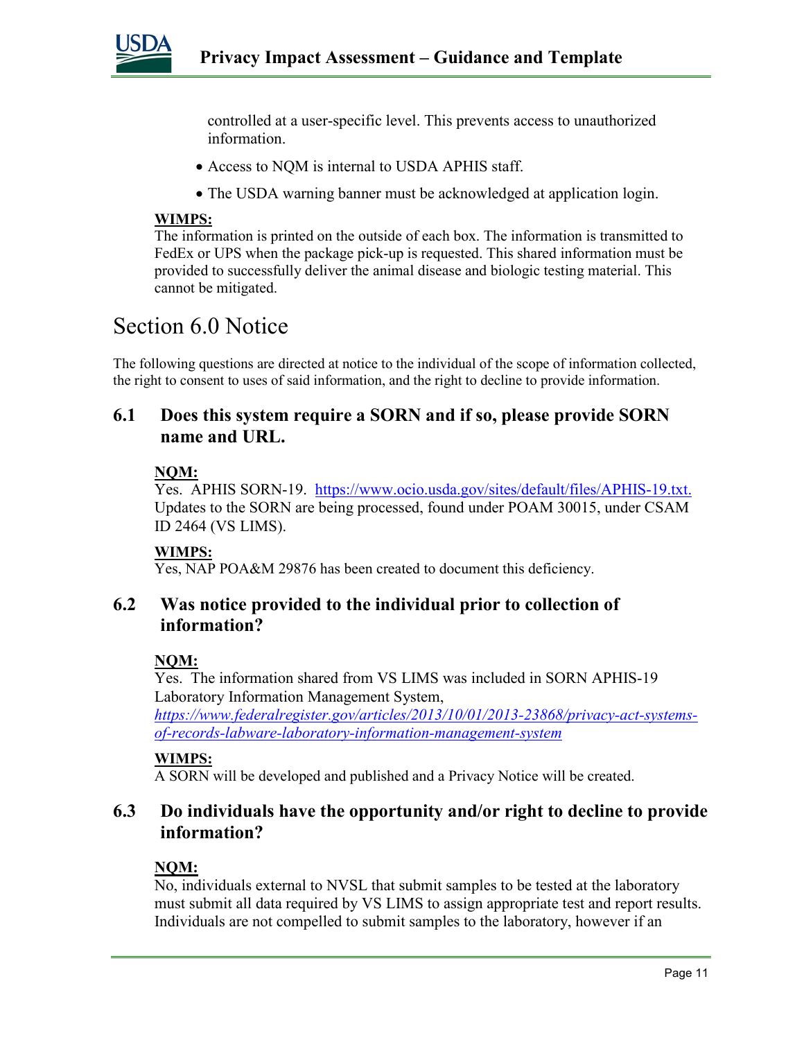controlled at a user-specific level. This prevents access to unauthorized information.

- Access to NQM is internal to USDA APHIS staff.
- The USDA warning banner must be acknowledged at application login.

**WIMPS:**
The information is printed on the outside of each box. The information is transmitted to FedEx or UPS when the package pick-up is requested. This shared information must be provided to successfully deliver the animal disease and biologic testing material. This cannot be mitigated.

# Section 6.0 Notice

The following questions are directed at notice to the individual of the scope of information collected, the right to consent to uses of said information, and the right to decline to provide information.

## 6.1 Does this system require a SORN and if so, please provide SORN name and URL.

**NQM:**
Yes. APHIS SORN-19. https://www.ocio.usda.gov/sites/default/files/APHIS-19.txt. Updates to the SORN are being processed, found under POAM 30015, under CSAM ID 2464 (VS LIMS).

**WIMPS:**
Yes, NAP POA&M 29876 has been created to document this deficiency.

## 6.2 Was notice provided to the individual prior to collection of information?

**NQM:**
Yes. The information shared from VS LIMS was included in SORN APHIS-19 Laboratory Information Management System, *https://www.federalregister.gov/articles/2013/10/01/2013-23868/privacy-act-systems-of-records-labware-laboratory-information-management-system*

**WIMPS:**
A SORN will be developed and published and a Privacy Notice will be created.

## 6.3 Do individuals have the opportunity and/or right to decline to provide information?

**NQM:**
No, individuals external to NVSL that submit samples to be tested at the laboratory must submit all data required by VS LIMS to assign appropriate test and report results. Individuals are not compelled to submit samples to the laboratory, however if an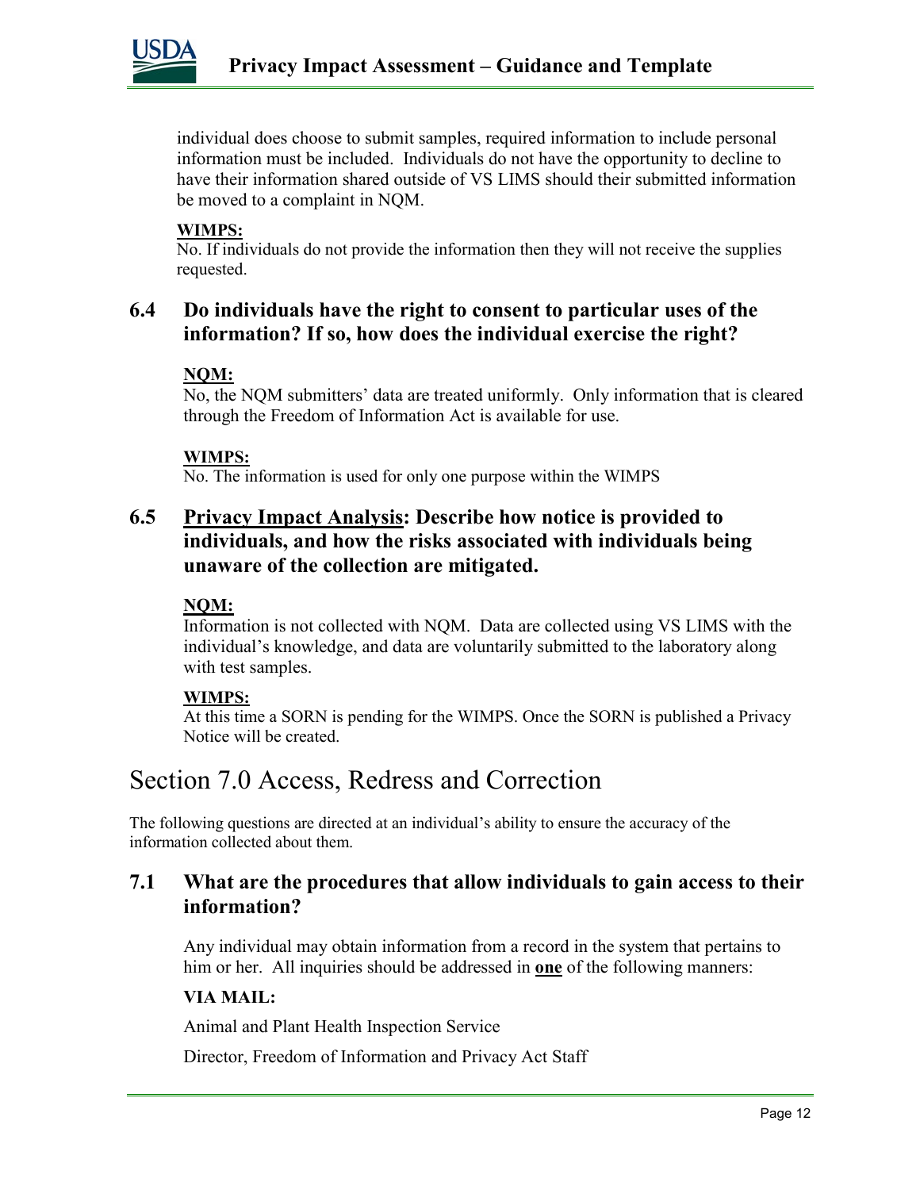individual does choose to submit samples, required information to include personal information must be included. Individuals do not have the opportunity to decline to have their information shared outside of VS LIMS should their submitted information be moved to a complaint in NQM.

**WIMPS:**
No. If individuals do not provide the information then they will not receive the supplies requested.

### 6.4 Do individuals have the right to consent to particular uses of the information? If so, how does the individual exercise the right?

**NQM:**
No, the NQM submitters' data are treated uniformly. Only information that is cleared through the Freedom of Information Act is available for use.

**WIMPS:**
No. The information is used for only one purpose within the WIMPS

### 6.5 Privacy Impact Analysis: Describe how notice is provided to individuals, and how the risks associated with individuals being unaware of the collection are mitigated.

**NQM:**
Information is not collected with NQM. Data are collected using VS LIMS with the individual's knowledge, and data are voluntarily submitted to the laboratory along with test samples.

**WIMPS:**
At this time a SORN is pending for the WIMPS. Once the SORN is published a Privacy Notice will be created.

## Section 7.0 Access, Redress and Correction

The following questions are directed at an individual's ability to ensure the accuracy of the information collected about them.

### 7.1 What are the procedures that allow individuals to gain access to their information?

Any individual may obtain information from a record in the system that pertains to him or her. All inquiries should be addressed in **one** of the following manners:

**VIA MAIL:**

Animal and Plant Health Inspection Service

Director, Freedom of Information and Privacy Act Staff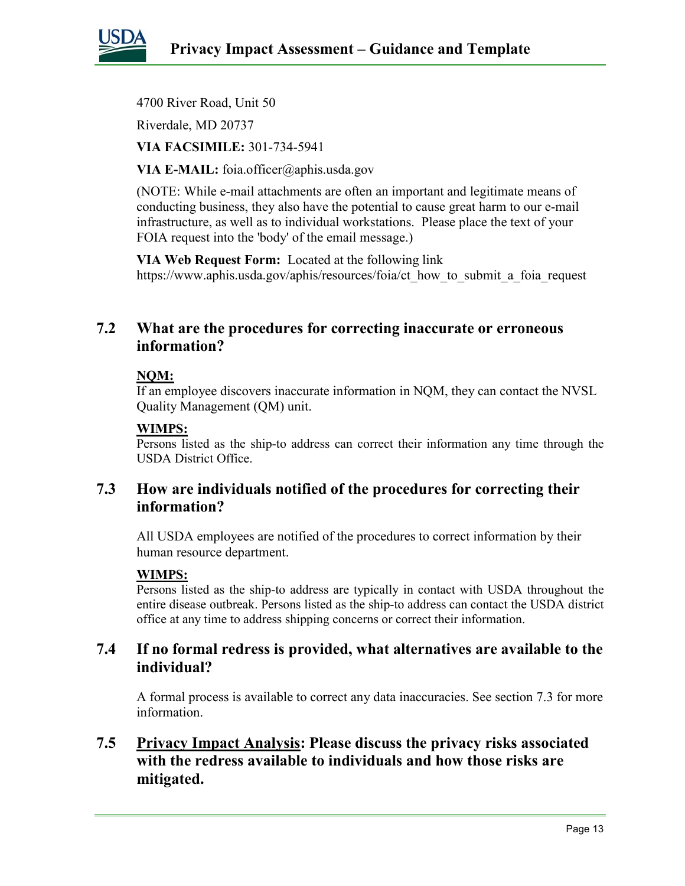4700 River Road, Unit 50

Riverdale, MD 20737

**VIA FACSIMILE:** 301-734-5941

**VIA E-MAIL:** foia.officer@aphis.usda.gov

(NOTE: While e-mail attachments are often an important and legitimate means of conducting business, they also have the potential to cause great harm to our e-mail infrastructure, as well as to individual workstations. Please place the text of your FOIA request into the 'body' of the email message.)

**VIA Web Request Form:** Located at the following link https://www.aphis.usda.gov/aphis/resources/foia/ct_how_to_submit_a_foia_request

## 7.2 What are the procedures for correcting inaccurate or erroneous information?

**NQM:**
If an employee discovers inaccurate information in NQM, they can contact the NVSL Quality Management (QM) unit.

**WIMPS:**
Persons listed as the ship-to address can correct their information any time through the USDA District Office.

## 7.3 How are individuals notified of the procedures for correcting their information?

All USDA employees are notified of the procedures to correct information by their human resource department.

**WIMPS:**
Persons listed as the ship-to address are typically in contact with USDA throughout the entire disease outbreak. Persons listed as the ship-to address can contact the USDA district office at any time to address shipping concerns or correct their information.

## 7.4 If no formal redress is provided, what alternatives are available to the individual?

A formal process is available to correct any data inaccuracies. See section 7.3 for more information.

## 7.5 Privacy Impact Analysis: Please discuss the privacy risks associated with the redress available to individuals and how those risks are mitigated.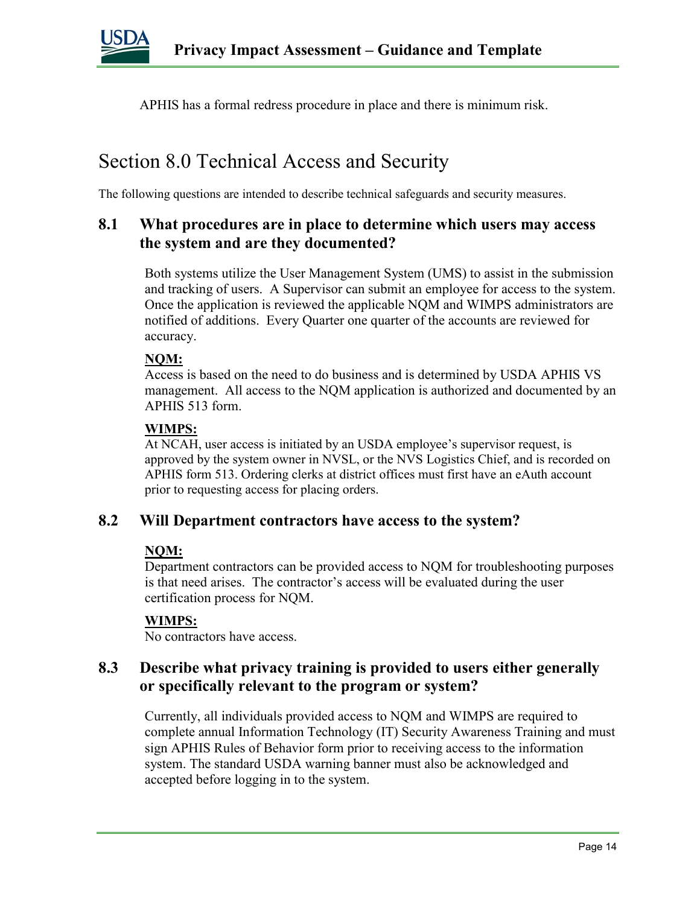APHIS has a formal redress procedure in place and there is minimum risk.

# Section 8.0 Technical Access and Security

The following questions are intended to describe technical safeguards and security measures.

## 8.1 What procedures are in place to determine which users may access the system and are they documented?

Both systems utilize the User Management System (UMS) to assist in the submission and tracking of users. A Supervisor can submit an employee for access to the system. Once the application is reviewed the applicable NQM and WIMPS administrators are notified of additions. Every Quarter one quarter of the accounts are reviewed for accuracy.

**NQM:**
Access is based on the need to do business and is determined by USDA APHIS VS management. All access to the NQM application is authorized and documented by an APHIS 513 form.

**WIMPS:**
At NCAH, user access is initiated by an USDA employee's supervisor request, is approved by the system owner in NVSL, or the NVS Logistics Chief, and is recorded on APHIS form 513. Ordering clerks at district offices must first have an eAuth account prior to requesting access for placing orders.

## 8.2 Will Department contractors have access to the system?

**NQM:**
Department contractors can be provided access to NQM for troubleshooting purposes is that need arises. The contractor's access will be evaluated during the user certification process for NQM.

**WIMPS:**
No contractors have access.

## 8.3 Describe what privacy training is provided to users either generally or specifically relevant to the program or system?

Currently, all individuals provided access to NQM and WIMPS are required to complete annual Information Technology (IT) Security Awareness Training and must sign APHIS Rules of Behavior form prior to receiving access to the information system. The standard USDA warning banner must also be acknowledged and accepted before logging in to the system.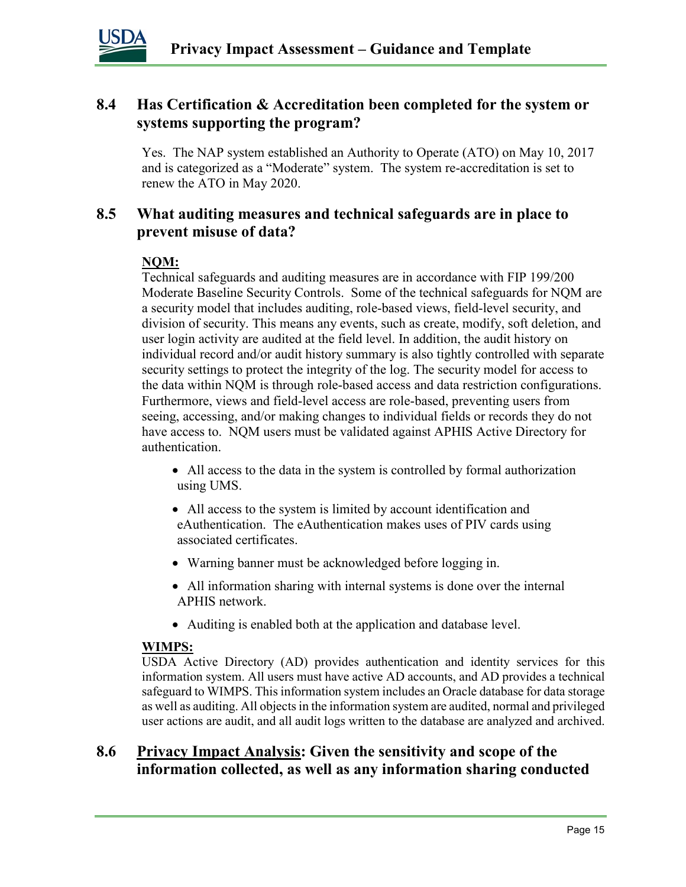## 8.4 Has Certification & Accreditation been completed for the system or systems supporting the program?

Yes. The NAP system established an Authority to Operate (ATO) on May 10, 2017 and is categorized as a "Moderate" system. The system re-accreditation is set to renew the ATO in May 2020.

## 8.5 What auditing measures and technical safeguards are in place to prevent misuse of data?

**NQM:**

Technical safeguards and auditing measures are in accordance with FIP 199/200 Moderate Baseline Security Controls. Some of the technical safeguards for NQM are a security model that includes auditing, role-based views, field-level security, and division of security. This means any events, such as create, modify, soft deletion, and user login activity are audited at the field level. In addition, the audit history on individual record and/or audit history summary is also tightly controlled with separate security settings to protect the integrity of the log. The security model for access to the data within NQM is through role-based access and data restriction configurations. Furthermore, views and field-level access are role-based, preventing users from seeing, accessing, and/or making changes to individual fields or records they do not have access to. NQM users must be validated against APHIS Active Directory for authentication.

- All access to the data in the system is controlled by formal authorization using UMS.
- All access to the system is limited by account identification and eAuthentication. The eAuthentication makes uses of PIV cards using associated certificates.
- Warning banner must be acknowledged before logging in.
- All information sharing with internal systems is done over the internal APHIS network.
- Auditing is enabled both at the application and database level.

**WIMPS:**

USDA Active Directory (AD) provides authentication and identity services for this information system. All users must have active AD accounts, and AD provides a technical safeguard to WIMPS. This information system includes an Oracle database for data storage as well as auditing. All objects in the information system are audited, normal and privileged user actions are audit, and all audit logs written to the database are analyzed and archived.

## 8.6 <u>Privacy Impact Analysis</u>: Given the sensitivity and scope of the information collected, as well as any information sharing conducted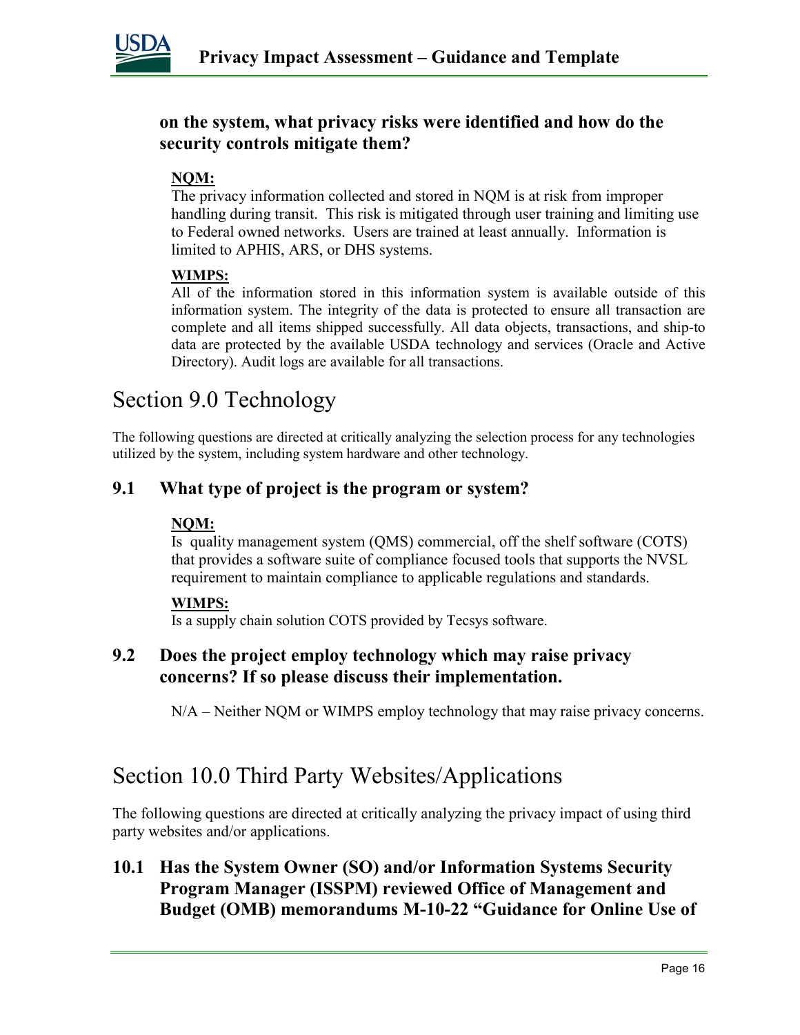**on the system, what privacy risks were identified and how do the security controls mitigate them?**

**NQM:**
The privacy information collected and stored in NQM is at risk from improper handling during transit. This risk is mitigated through user training and limiting use to Federal owned networks. Users are trained at least annually. Information is limited to APHIS, ARS, or DHS systems.

**WIMPS:**
All of the information stored in this information system is available outside of this information system. The integrity of the data is protected to ensure all transaction are complete and all items shipped successfully. All data objects, transactions, and ship-to data are protected by the available USDA technology and services (Oracle and Active Directory). Audit logs are available for all transactions.

# Section 9.0 Technology

The following questions are directed at critically analyzing the selection process for any technologies utilized by the system, including system hardware and other technology.

## 9.1 What type of project is the program or system?

**NQM:**
Is quality management system (QMS) commercial, off the shelf software (COTS) that provides a software suite of compliance focused tools that supports the NVSL requirement to maintain compliance to applicable regulations and standards.

**WIMPS:**
Is a supply chain solution COTS provided by Tecsys software.

## 9.2 Does the project employ technology which may raise privacy concerns? If so please discuss their implementation.

N/A – Neither NQM or WIMPS employ technology that may raise privacy concerns.

# Section 10.0 Third Party Websites/Applications

The following questions are directed at critically analyzing the privacy impact of using third party websites and/or applications.

## 10.1 Has the System Owner (SO) and/or Information Systems Security Program Manager (ISSPM) reviewed Office of Management and Budget (OMB) memorandums M-10-22 "Guidance for Online Use of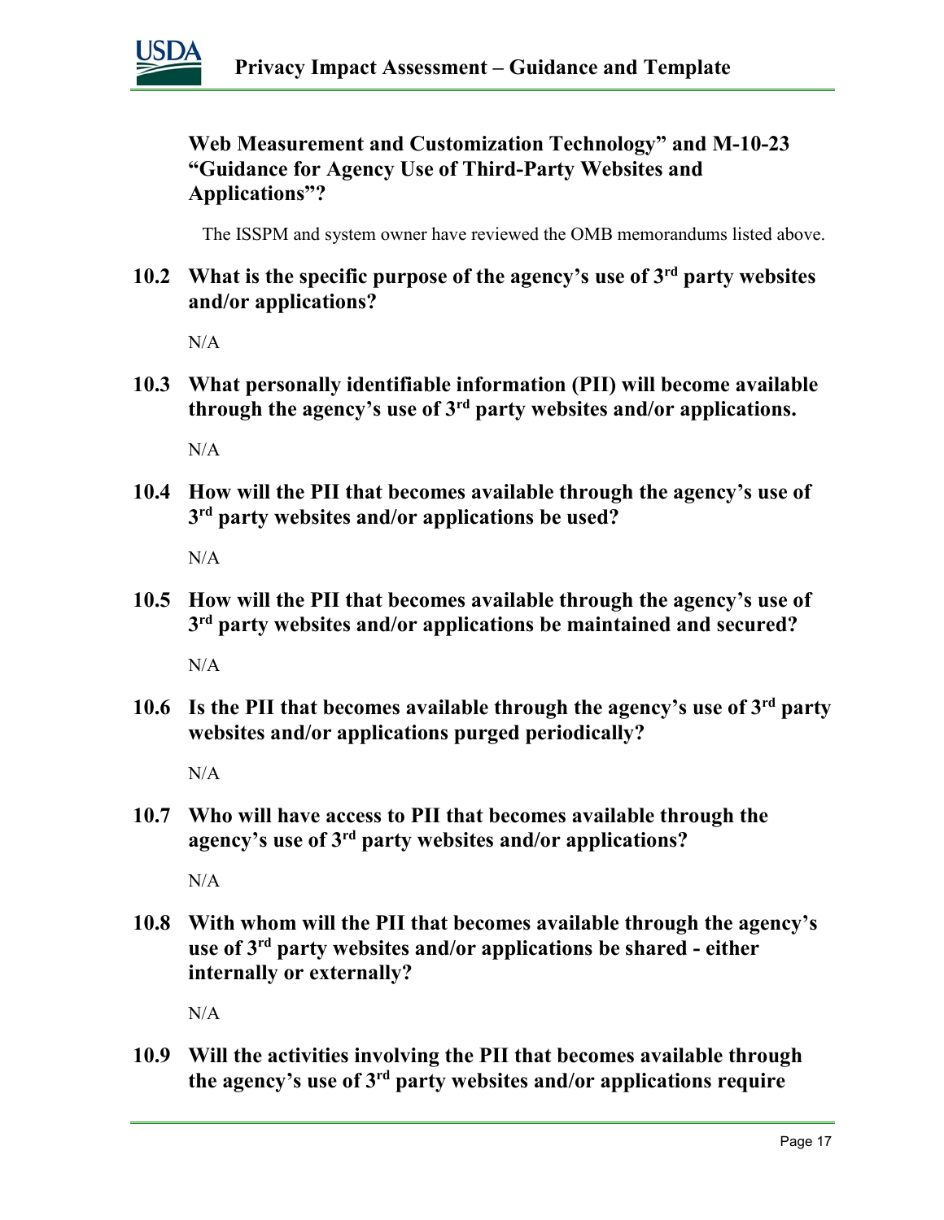**Web Measurement and Customization Technology" and M-10-23 "Guidance for Agency Use of Third-Party Websites and Applications"?**

The ISSPM and system owner have reviewed the OMB memorandums listed above.

**10.2 What is the specific purpose of the agency's use of 3rd party websites and/or applications?**

N/A

**10.3 What personally identifiable information (PII) will become available through the agency's use of 3rd party websites and/or applications.**

N/A

**10.4 How will the PII that becomes available through the agency's use of 3rd party websites and/or applications be used?**

N/A

**10.5 How will the PII that becomes available through the agency's use of 3rd party websites and/or applications be maintained and secured?**

N/A

**10.6 Is the PII that becomes available through the agency's use of 3rd party websites and/or applications purged periodically?**

N/A

**10.7 Who will have access to PII that becomes available through the agency's use of 3rd party websites and/or applications?**

N/A

**10.8 With whom will the PII that becomes available through the agency's use of 3rd party websites and/or applications be shared - either internally or externally?**

N/A

**10.9 Will the activities involving the PII that becomes available through the agency's use of 3rd party websites and/or applications require**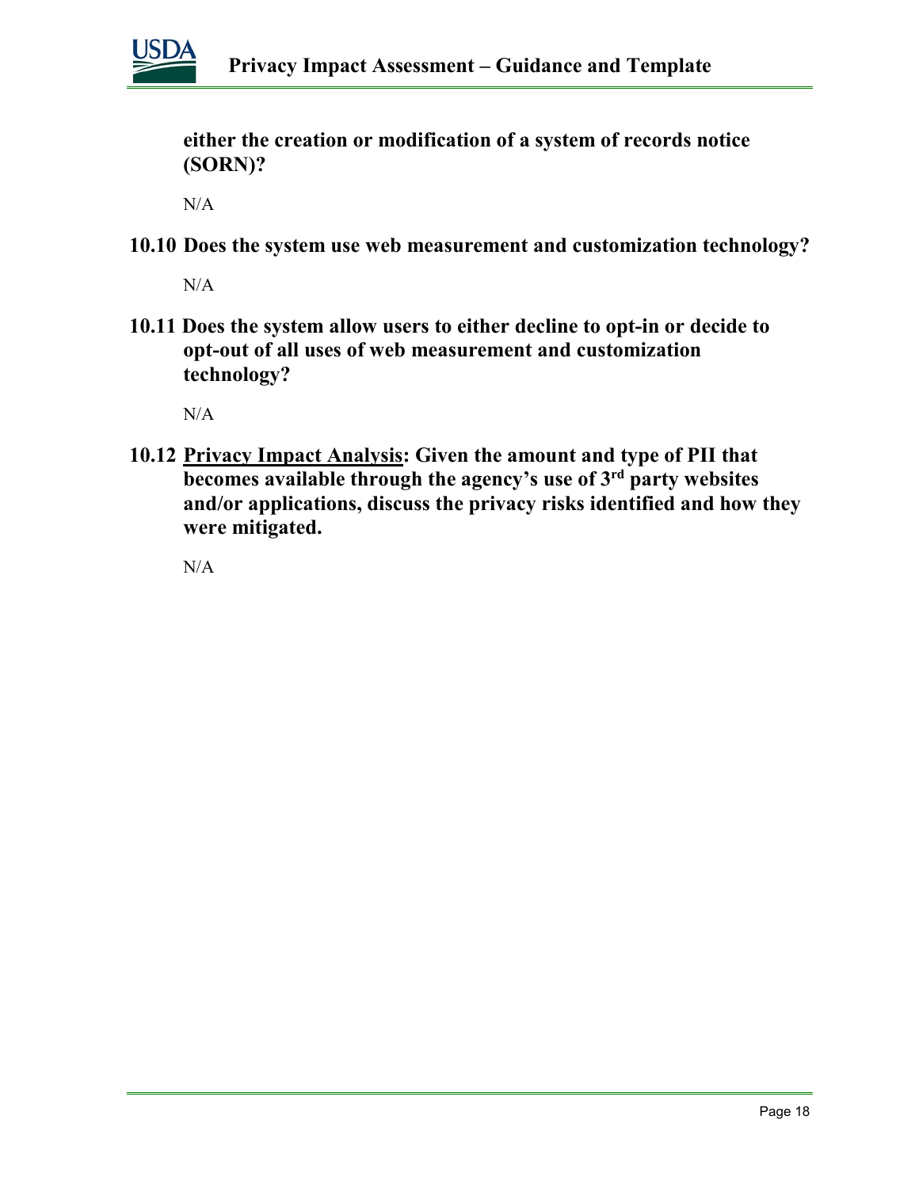**either the creation or modification of a system of records notice (SORN)?**

N/A

**10.10 Does the system use web measurement and customization technology?**

N/A

**10.11 Does the system allow users to either decline to opt-in or decide to opt-out of all uses of web measurement and customization technology?**

N/A

**10.12 Privacy Impact Analysis: Given the amount and type of PII that becomes available through the agency's use of 3rd party websites and/or applications, discuss the privacy risks identified and how they were mitigated.**

N/A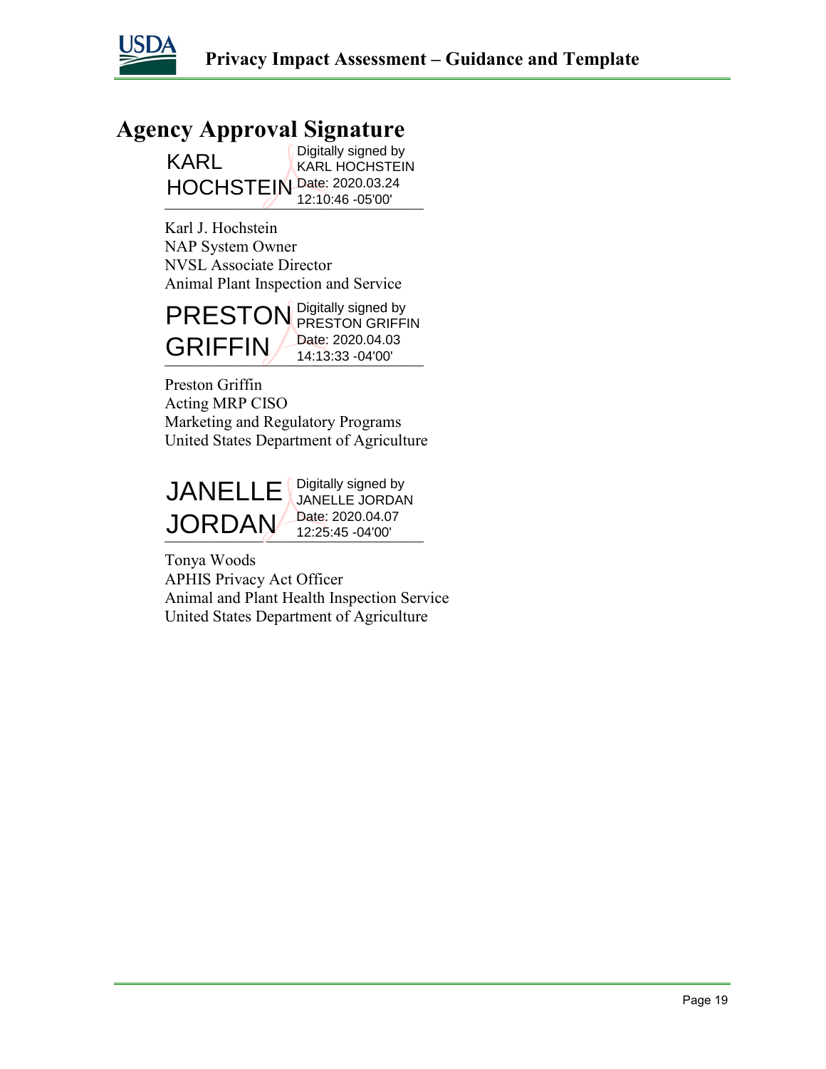# Agency Approval Signature

KARL HOCHSTEIN Digitally signed by KARL HOCHSTEIN Date: 2020.03.24 12:10:46 -05'00'

Karl J. Hochstein
NAP System Owner
NVSL Associate Director
Animal Plant Inspection and Service

PRESTON GRIFFIN Digitally signed by PRESTON GRIFFIN Date: 2020.04.03 14:13:33 -04'00'

Preston Griffin
Acting MRP CISO
Marketing and Regulatory Programs
United States Department of Agriculture

JANELLE JORDAN Digitally signed by JANELLE JORDAN Date: 2020.04.07 12:25:45 -04'00'

Tonya Woods
APHIS Privacy Act Officer
Animal and Plant Health Inspection Service
United States Department of Agriculture